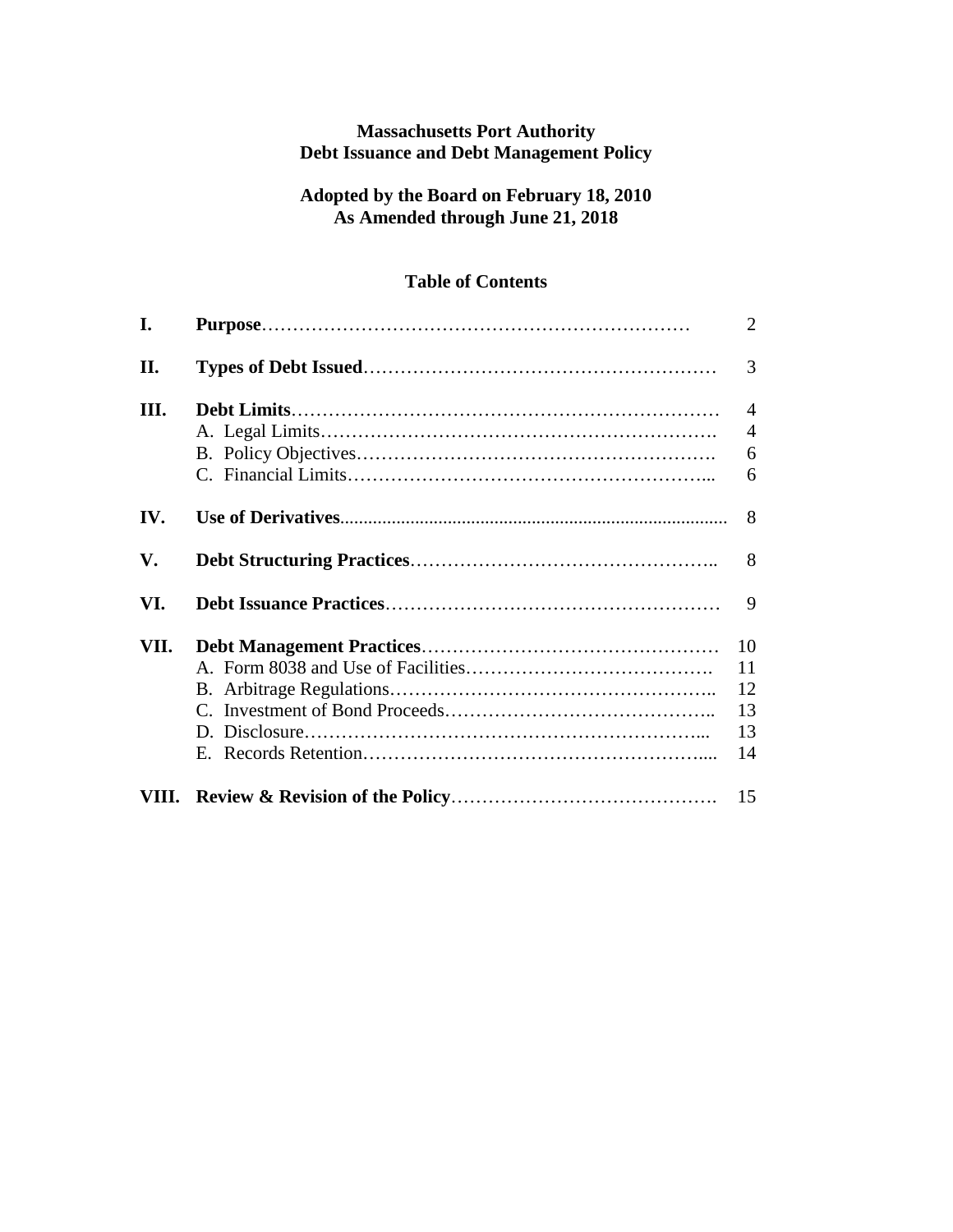# Massachusetts Port Authority
# Debt Issuance and Debt Management Policy

**Adopted by the Board on February 18, 2010**
**As Amended through June 21, 2018**

## Table of Contents

| | | |
|---|---|---|
| **I.** | **Purpose** | 2 |
| **II.** | **Types of Debt Issued** | 3 |
| **III.** | **Debt Limits** | 4 |
| | A. Legal Limits | 4 |
| | B. Policy Objectives | 6 |
| | C. Financial Limits | 6 |
| **IV.** | **Use of Derivatives** | 8 |
| **V.** | **Debt Structuring Practices** | 8 |
| **VI.** | **Debt Issuance Practices** | 9 |
| **VII.** | **Debt Management Practices** | 10 |
| | A. Form 8038 and Use of Facilities | 11 |
| | B. Arbitrage Regulations | 12 |
| | C. Investment of Bond Proceeds | 13 |
| | D. Disclosure | 13 |
| | E. Records Retention | 14 |
| **VIII.** | **Review & Revision of the Policy** | 15 |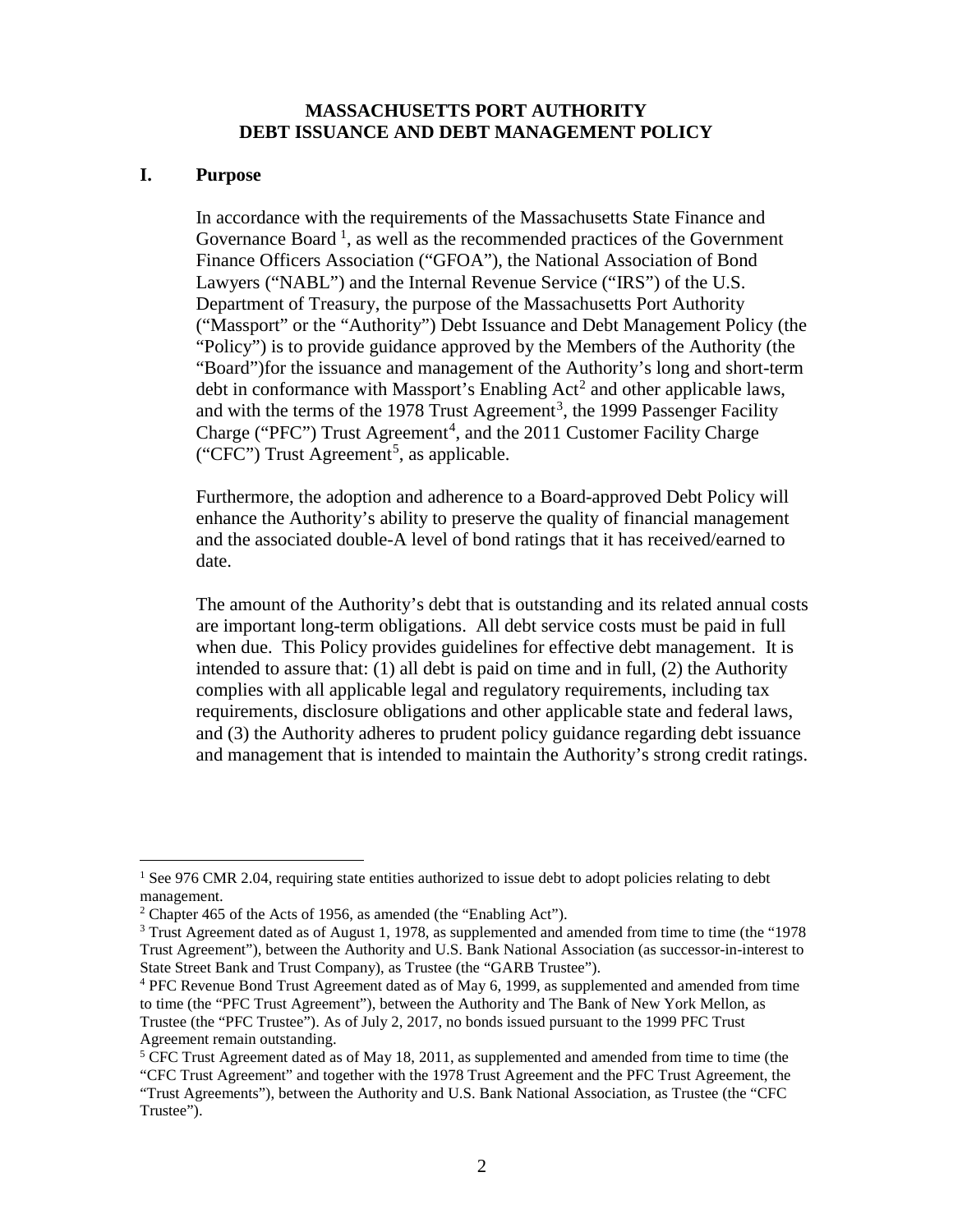# MASSACHUSETTS PORT AUTHORITY
# DEBT ISSUANCE AND DEBT MANAGEMENT POLICY

## I. Purpose

In accordance with the requirements of the Massachusetts State Finance and Governance Board [1], as well as the recommended practices of the Government Finance Officers Association ("GFOA"), the National Association of Bond Lawyers ("NABL") and the Internal Revenue Service ("IRS") of the U.S. Department of Treasury, the purpose of the Massachusetts Port Authority ("Massport" or the "Authority") Debt Issuance and Debt Management Policy (the "Policy") is to provide guidance approved by the Members of the Authority (the "Board")for the issuance and management of the Authority's long and short-term debt in conformance with Massport's Enabling Act[2] and other applicable laws, and with the terms of the 1978 Trust Agreement[3], the 1999 Passenger Facility Charge ("PFC") Trust Agreement[4], and the 2011 Customer Facility Charge ("CFC") Trust Agreement[5], as applicable.

Furthermore, the adoption and adherence to a Board-approved Debt Policy will enhance the Authority's ability to preserve the quality of financial management and the associated double-A level of bond ratings that it has received/earned to date.

The amount of the Authority's debt that is outstanding and its related annual costs are important long-term obligations. All debt service costs must be paid in full when due. This Policy provides guidelines for effective debt management. It is intended to assure that: (1) all debt is paid on time and in full, (2) the Authority complies with all applicable legal and regulatory requirements, including tax requirements, disclosure obligations and other applicable state and federal laws, and (3) the Authority adheres to prudent policy guidance regarding debt issuance and management that is intended to maintain the Authority's strong credit ratings.

---

[1] See 976 CMR 2.04, requiring state entities authorized to issue debt to adopt policies relating to debt management.

[2] Chapter 465 of the Acts of 1956, as amended (the "Enabling Act").

[3] Trust Agreement dated as of August 1, 1978, as supplemented and amended from time to time (the "1978 Trust Agreement"), between the Authority and U.S. Bank National Association (as successor-in-interest to State Street Bank and Trust Company), as Trustee (the "GARB Trustee").

[4] PFC Revenue Bond Trust Agreement dated as of May 6, 1999, as supplemented and amended from time to time (the "PFC Trust Agreement"), between the Authority and The Bank of New York Mellon, as Trustee (the "PFC Trustee"). As of July 2, 2017, no bonds issued pursuant to the 1999 PFC Trust Agreement remain outstanding.

[5] CFC Trust Agreement dated as of May 18, 2011, as supplemented and amended from time to time (the "CFC Trust Agreement" and together with the 1978 Trust Agreement and the PFC Trust Agreement, the "Trust Agreements"), between the Authority and U.S. Bank National Association, as Trustee (the "CFC Trustee").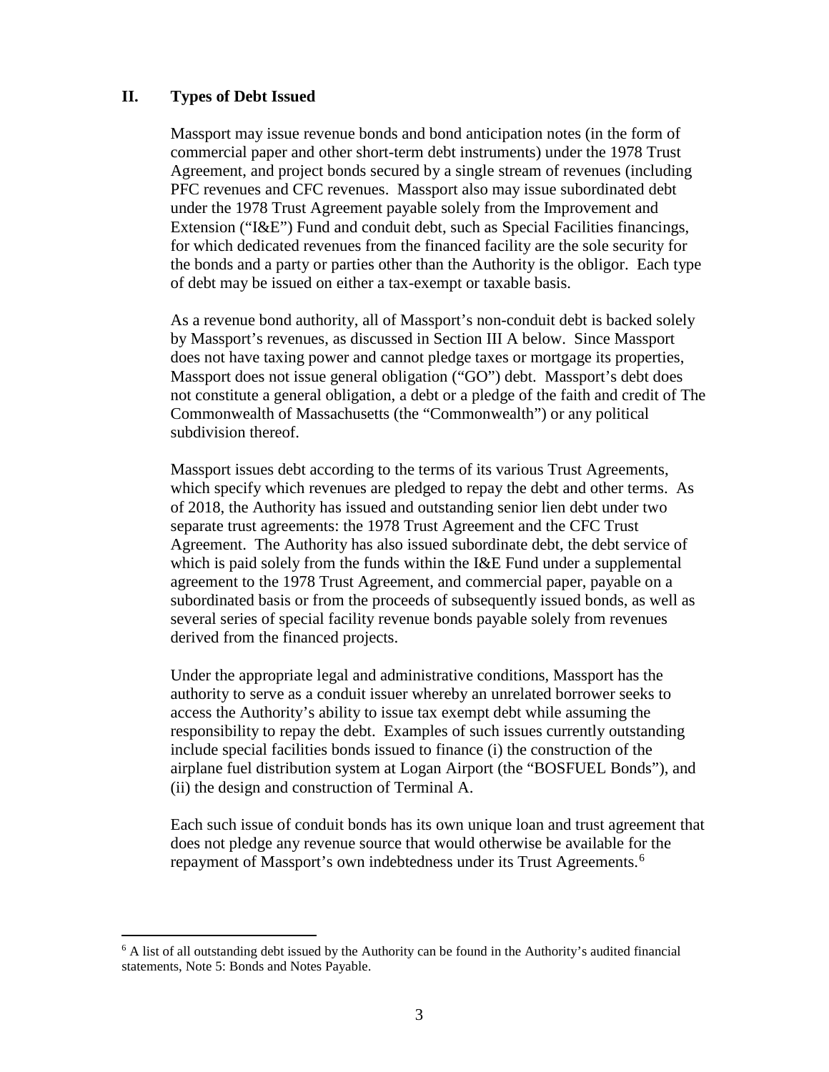## II. Types of Debt Issued

Massport may issue revenue bonds and bond anticipation notes (in the form of commercial paper and other short-term debt instruments) under the 1978 Trust Agreement, and project bonds secured by a single stream of revenues (including PFC revenues and CFC revenues. Massport also may issue subordinated debt under the 1978 Trust Agreement payable solely from the Improvement and Extension ("I&E") Fund and conduit debt, such as Special Facilities financings, for which dedicated revenues from the financed facility are the sole security for the bonds and a party or parties other than the Authority is the obligor. Each type of debt may be issued on either a tax-exempt or taxable basis.

As a revenue bond authority, all of Massport's non-conduit debt is backed solely by Massport's revenues, as discussed in Section III A below. Since Massport does not have taxing power and cannot pledge taxes or mortgage its properties, Massport does not issue general obligation ("GO") debt. Massport's debt does not constitute a general obligation, a debt or a pledge of the faith and credit of The Commonwealth of Massachusetts (the "Commonwealth") or any political subdivision thereof.

Massport issues debt according to the terms of its various Trust Agreements, which specify which revenues are pledged to repay the debt and other terms. As of 2018, the Authority has issued and outstanding senior lien debt under two separate trust agreements: the 1978 Trust Agreement and the CFC Trust Agreement. The Authority has also issued subordinate debt, the debt service of which is paid solely from the funds within the I&E Fund under a supplemental agreement to the 1978 Trust Agreement, and commercial paper, payable on a subordinated basis or from the proceeds of subsequently issued bonds, as well as several series of special facility revenue bonds payable solely from revenues derived from the financed projects.

Under the appropriate legal and administrative conditions, Massport has the authority to serve as a conduit issuer whereby an unrelated borrower seeks to access the Authority's ability to issue tax exempt debt while assuming the responsibility to repay the debt. Examples of such issues currently outstanding include special facilities bonds issued to finance (i) the construction of the airplane fuel distribution system at Logan Airport (the "BOSFUEL Bonds"), and (ii) the design and construction of Terminal A.

Each such issue of conduit bonds has its own unique loan and trust agreement that does not pledge any revenue source that would otherwise be available for the repayment of Massport's own indebtedness under its Trust Agreements.[6]

---

[6] A list of all outstanding debt issued by the Authority can be found in the Authority's audited financial statements, Note 5: Bonds and Notes Payable.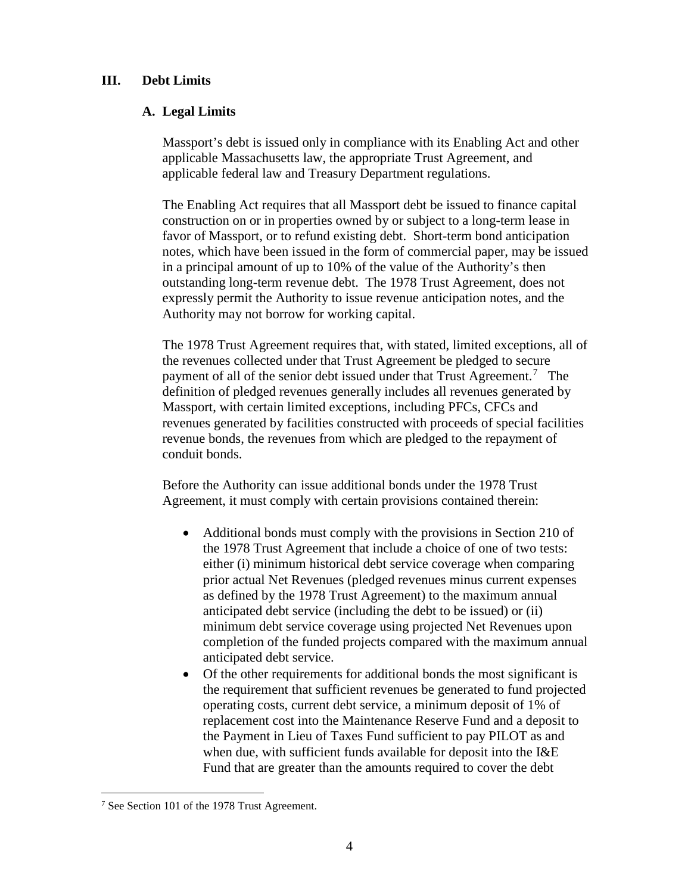## III. Debt Limits

### A. Legal Limits

Massport's debt is issued only in compliance with its Enabling Act and other applicable Massachusetts law, the appropriate Trust Agreement, and applicable federal law and Treasury Department regulations.

The Enabling Act requires that all Massport debt be issued to finance capital construction on or in properties owned by or subject to a long-term lease in favor of Massport, or to refund existing debt. Short-term bond anticipation notes, which have been issued in the form of commercial paper, may be issued in a principal amount of up to 10% of the value of the Authority's then outstanding long-term revenue debt. The 1978 Trust Agreement, does not expressly permit the Authority to issue revenue anticipation notes, and the Authority may not borrow for working capital.

The 1978 Trust Agreement requires that, with stated, limited exceptions, all of the revenues collected under that Trust Agreement be pledged to secure payment of all of the senior debt issued under that Trust Agreement.[7] The definition of pledged revenues generally includes all revenues generated by Massport, with certain limited exceptions, including PFCs, CFCs and revenues generated by facilities constructed with proceeds of special facilities revenue bonds, the revenues from which are pledged to the repayment of conduit bonds.

Before the Authority can issue additional bonds under the 1978 Trust Agreement, it must comply with certain provisions contained therein:

- Additional bonds must comply with the provisions in Section 210 of the 1978 Trust Agreement that include a choice of one of two tests: either (i) minimum historical debt service coverage when comparing prior actual Net Revenues (pledged revenues minus current expenses as defined by the 1978 Trust Agreement) to the maximum annual anticipated debt service (including the debt to be issued) or (ii) minimum debt service coverage using projected Net Revenues upon completion of the funded projects compared with the maximum annual anticipated debt service.
- Of the other requirements for additional bonds the most significant is the requirement that sufficient revenues be generated to fund projected operating costs, current debt service, a minimum deposit of 1% of replacement cost into the Maintenance Reserve Fund and a deposit to the Payment in Lieu of Taxes Fund sufficient to pay PILOT as and when due, with sufficient funds available for deposit into the I&E Fund that are greater than the amounts required to cover the debt

[7] See Section 101 of the 1978 Trust Agreement.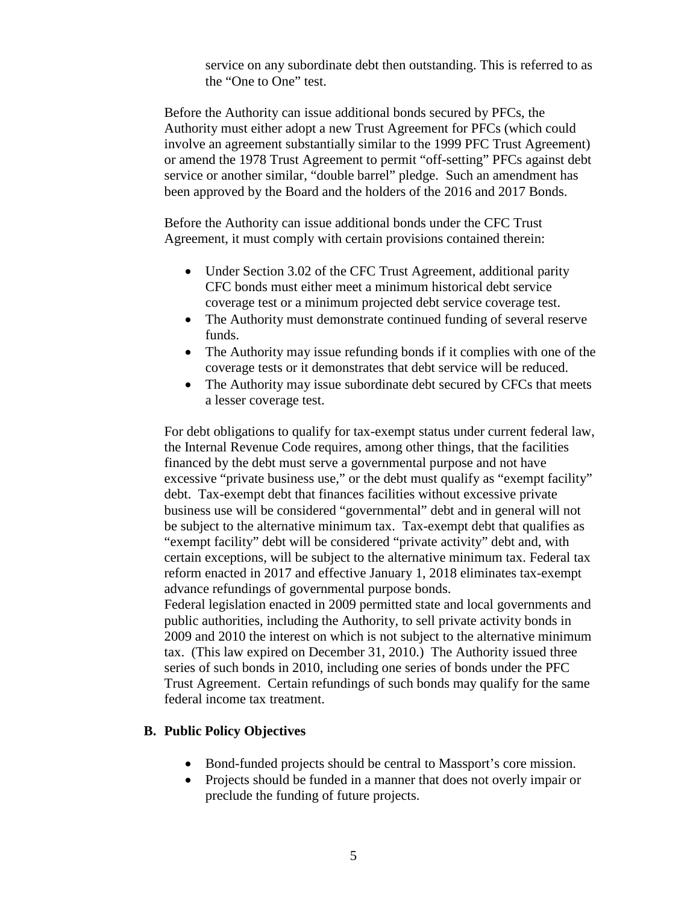service on any subordinate debt then outstanding. This is referred to as the "One to One" test.

Before the Authority can issue additional bonds secured by PFCs, the Authority must either adopt a new Trust Agreement for PFCs (which could involve an agreement substantially similar to the 1999 PFC Trust Agreement) or amend the 1978 Trust Agreement to permit "off-setting" PFCs against debt service or another similar, "double barrel" pledge. Such an amendment has been approved by the Board and the holders of the 2016 and 2017 Bonds.

Before the Authority can issue additional bonds under the CFC Trust Agreement, it must comply with certain provisions contained therein:

- Under Section 3.02 of the CFC Trust Agreement, additional parity CFC bonds must either meet a minimum historical debt service coverage test or a minimum projected debt service coverage test.
- The Authority must demonstrate continued funding of several reserve funds.
- The Authority may issue refunding bonds if it complies with one of the coverage tests or it demonstrates that debt service will be reduced.
- The Authority may issue subordinate debt secured by CFCs that meets a lesser coverage test.

For debt obligations to qualify for tax-exempt status under current federal law, the Internal Revenue Code requires, among other things, that the facilities financed by the debt must serve a governmental purpose and not have excessive "private business use," or the debt must qualify as "exempt facility" debt. Tax-exempt debt that finances facilities without excessive private business use will be considered "governmental" debt and in general will not be subject to the alternative minimum tax. Tax-exempt debt that qualifies as "exempt facility" debt will be considered "private activity" debt and, with certain exceptions, will be subject to the alternative minimum tax. Federal tax reform enacted in 2017 and effective January 1, 2018 eliminates tax-exempt advance refundings of governmental purpose bonds.

Federal legislation enacted in 2009 permitted state and local governments and public authorities, including the Authority, to sell private activity bonds in 2009 and 2010 the interest on which is not subject to the alternative minimum tax. (This law expired on December 31, 2010.) The Authority issued three series of such bonds in 2010, including one series of bonds under the PFC Trust Agreement. Certain refundings of such bonds may qualify for the same federal income tax treatment.

## B. Public Policy Objectives

- Bond-funded projects should be central to Massport's core mission.
- Projects should be funded in a manner that does not overly impair or preclude the funding of future projects.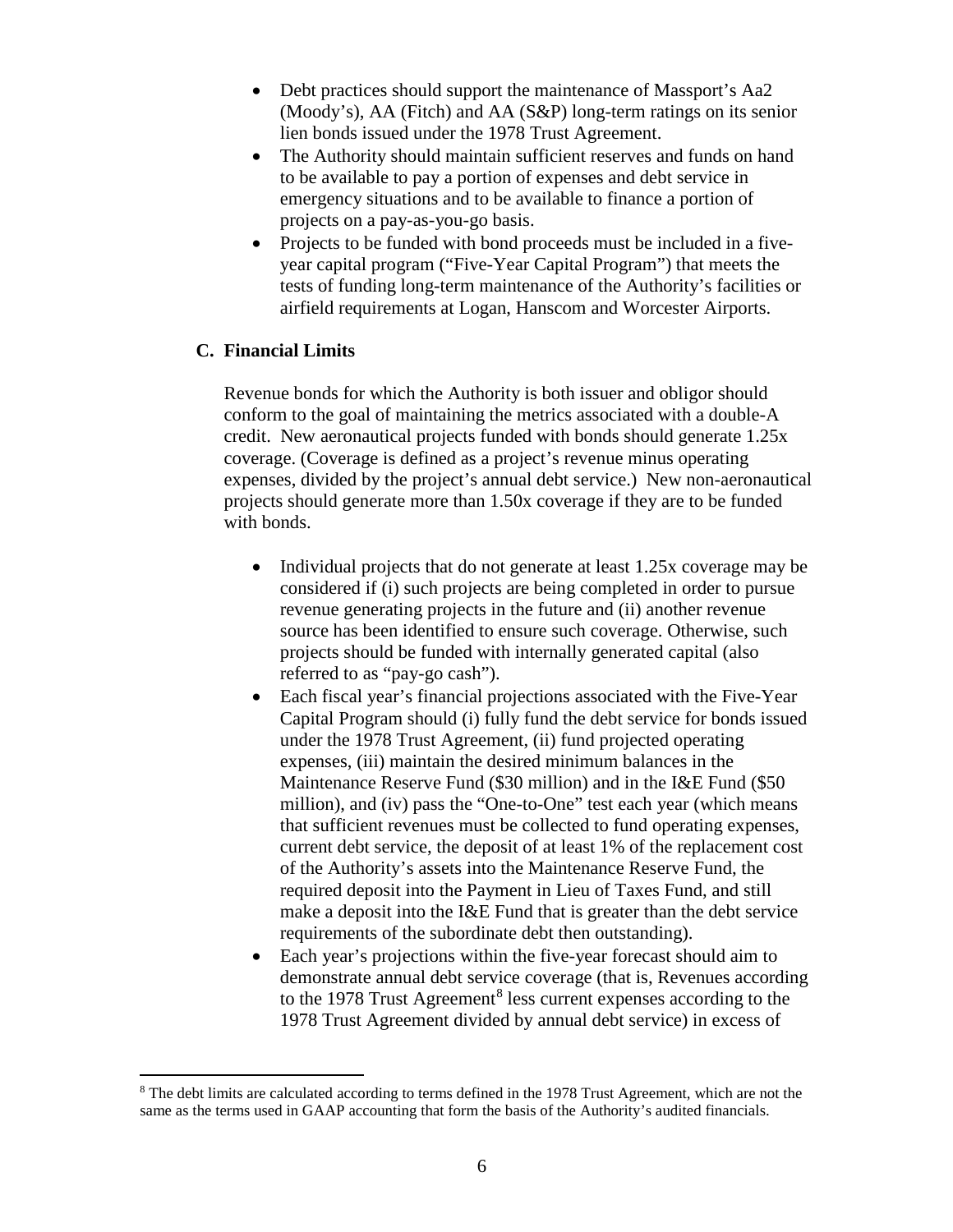- Debt practices should support the maintenance of Massport's Aa2 (Moody's), AA (Fitch) and AA (S&P) long-term ratings on its senior lien bonds issued under the 1978 Trust Agreement.
- The Authority should maintain sufficient reserves and funds on hand to be available to pay a portion of expenses and debt service in emergency situations and to be available to finance a portion of projects on a pay-as-you-go basis.
- Projects to be funded with bond proceeds must be included in a five-year capital program ("Five-Year Capital Program") that meets the tests of funding long-term maintenance of the Authority's facilities or airfield requirements at Logan, Hanscom and Worcester Airports.

### C. Financial Limits

Revenue bonds for which the Authority is both issuer and obligor should conform to the goal of maintaining the metrics associated with a double-A credit. New aeronautical projects funded with bonds should generate 1.25x coverage. (Coverage is defined as a project's revenue minus operating expenses, divided by the project's annual debt service.) New non-aeronautical projects should generate more than 1.50x coverage if they are to be funded with bonds.

- Individual projects that do not generate at least 1.25x coverage may be considered if (i) such projects are being completed in order to pursue revenue generating projects in the future and (ii) another revenue source has been identified to ensure such coverage. Otherwise, such projects should be funded with internally generated capital (also referred to as "pay-go cash").
- Each fiscal year's financial projections associated with the Five-Year Capital Program should (i) fully fund the debt service for bonds issued under the 1978 Trust Agreement, (ii) fund projected operating expenses, (iii) maintain the desired minimum balances in the Maintenance Reserve Fund ($30 million) and in the I&E Fund ($50 million), and (iv) pass the "One-to-One" test each year (which means that sufficient revenues must be collected to fund operating expenses, current debt service, the deposit of at least 1% of the replacement cost of the Authority's assets into the Maintenance Reserve Fund, the required deposit into the Payment in Lieu of Taxes Fund, and still make a deposit into the I&E Fund that is greater than the debt service requirements of the subordinate debt then outstanding).
- Each year's projections within the five-year forecast should aim to demonstrate annual debt service coverage (that is, Revenues according to the 1978 Trust Agreement[8] less current expenses according to the 1978 Trust Agreement divided by annual debt service) in excess of

[8] The debt limits are calculated according to terms defined in the 1978 Trust Agreement, which are not the same as the terms used in GAAP accounting that form the basis of the Authority's audited financials.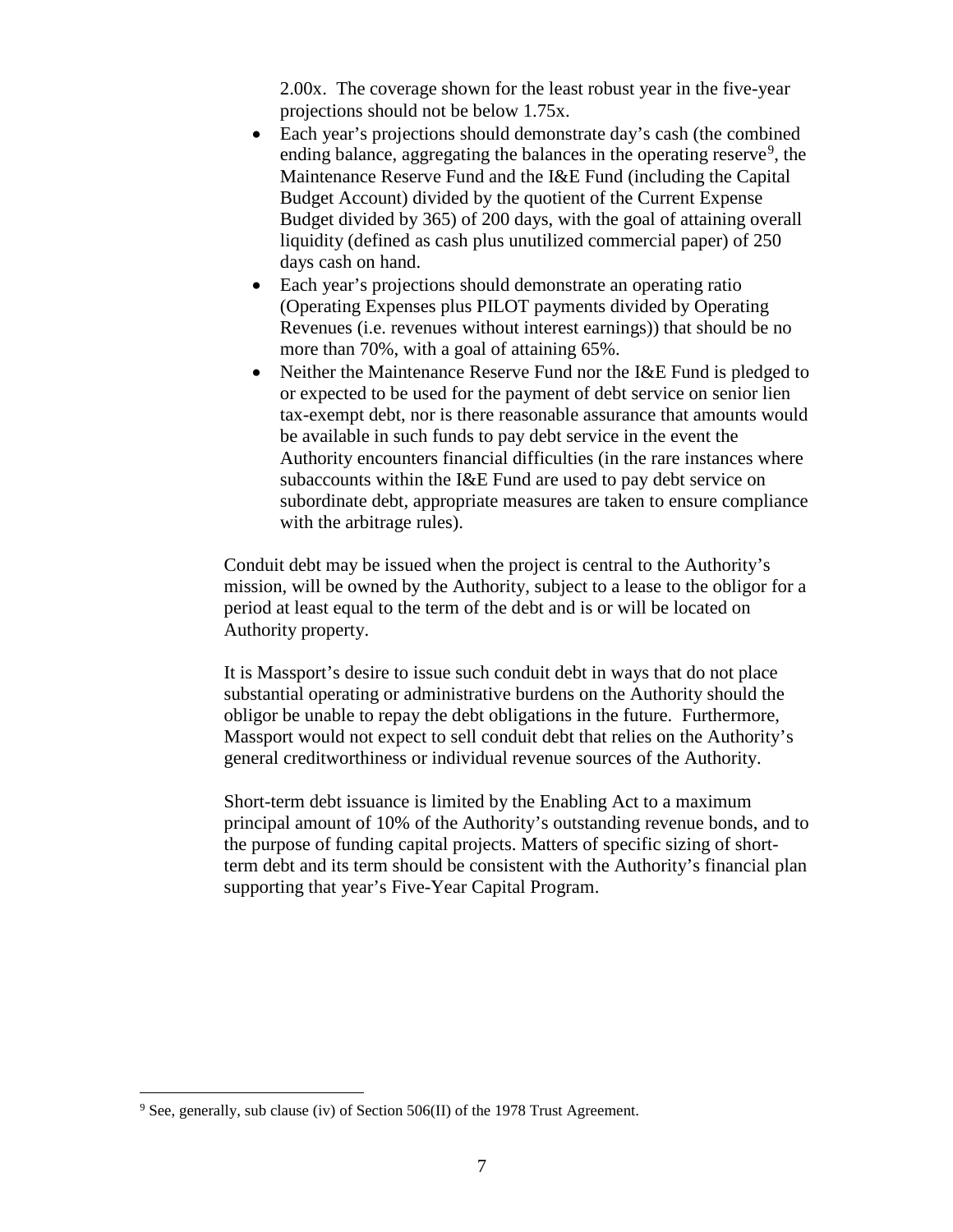2.00x. The coverage shown for the least robust year in the five-year projections should not be below 1.75x.

- Each year's projections should demonstrate day's cash (the combined ending balance, aggregating the balances in the operating reserve[9], the Maintenance Reserve Fund and the I&E Fund (including the Capital Budget Account) divided by the quotient of the Current Expense Budget divided by 365) of 200 days, with the goal of attaining overall liquidity (defined as cash plus unutilized commercial paper) of 250 days cash on hand.
- Each year's projections should demonstrate an operating ratio (Operating Expenses plus PILOT payments divided by Operating Revenues (i.e. revenues without interest earnings)) that should be no more than 70%, with a goal of attaining 65%.
- Neither the Maintenance Reserve Fund nor the I&E Fund is pledged to or expected to be used for the payment of debt service on senior lien tax-exempt debt, nor is there reasonable assurance that amounts would be available in such funds to pay debt service in the event the Authority encounters financial difficulties (in the rare instances where subaccounts within the I&E Fund are used to pay debt service on subordinate debt, appropriate measures are taken to ensure compliance with the arbitrage rules).

Conduit debt may be issued when the project is central to the Authority's mission, will be owned by the Authority, subject to a lease to the obligor for a period at least equal to the term of the debt and is or will be located on Authority property.

It is Massport's desire to issue such conduit debt in ways that do not place substantial operating or administrative burdens on the Authority should the obligor be unable to repay the debt obligations in the future. Furthermore, Massport would not expect to sell conduit debt that relies on the Authority's general creditworthiness or individual revenue sources of the Authority.

Short-term debt issuance is limited by the Enabling Act to a maximum principal amount of 10% of the Authority's outstanding revenue bonds, and to the purpose of funding capital projects. Matters of specific sizing of short-term debt and its term should be consistent with the Authority's financial plan supporting that year's Five-Year Capital Program.

[9] See, generally, sub clause (iv) of Section 506(II) of the 1978 Trust Agreement.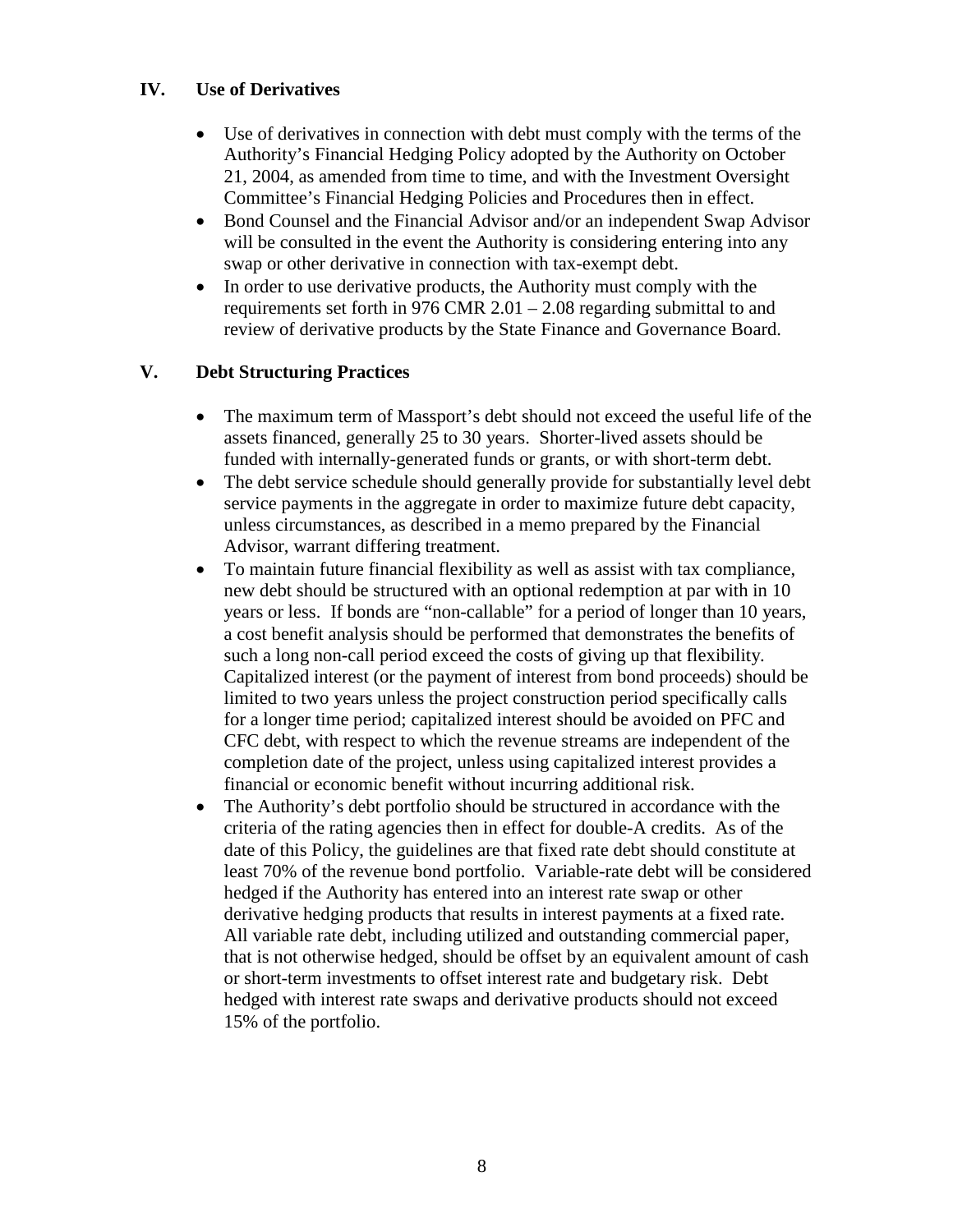## IV. Use of Derivatives

- Use of derivatives in connection with debt must comply with the terms of the Authority's Financial Hedging Policy adopted by the Authority on October 21, 2004, as amended from time to time, and with the Investment Oversight Committee's Financial Hedging Policies and Procedures then in effect.
- Bond Counsel and the Financial Advisor and/or an independent Swap Advisor will be consulted in the event the Authority is considering entering into any swap or other derivative in connection with tax-exempt debt.
- In order to use derivative products, the Authority must comply with the requirements set forth in 976 CMR 2.01 – 2.08 regarding submittal to and review of derivative products by the State Finance and Governance Board.

## V. Debt Structuring Practices

- The maximum term of Massport's debt should not exceed the useful life of the assets financed, generally 25 to 30 years. Shorter-lived assets should be funded with internally-generated funds or grants, or with short-term debt.
- The debt service schedule should generally provide for substantially level debt service payments in the aggregate in order to maximize future debt capacity, unless circumstances, as described in a memo prepared by the Financial Advisor, warrant differing treatment.
- To maintain future financial flexibility as well as assist with tax compliance, new debt should be structured with an optional redemption at par with in 10 years or less. If bonds are "non-callable" for a period of longer than 10 years, a cost benefit analysis should be performed that demonstrates the benefits of such a long non-call period exceed the costs of giving up that flexibility. Capitalized interest (or the payment of interest from bond proceeds) should be limited to two years unless the project construction period specifically calls for a longer time period; capitalized interest should be avoided on PFC and CFC debt, with respect to which the revenue streams are independent of the completion date of the project, unless using capitalized interest provides a financial or economic benefit without incurring additional risk.
- The Authority's debt portfolio should be structured in accordance with the criteria of the rating agencies then in effect for double-A credits. As of the date of this Policy, the guidelines are that fixed rate debt should constitute at least 70% of the revenue bond portfolio. Variable-rate debt will be considered hedged if the Authority has entered into an interest rate swap or other derivative hedging products that results in interest payments at a fixed rate. All variable rate debt, including utilized and outstanding commercial paper, that is not otherwise hedged, should be offset by an equivalent amount of cash or short-term investments to offset interest rate and budgetary risk. Debt hedged with interest rate swaps and derivative products should not exceed 15% of the portfolio.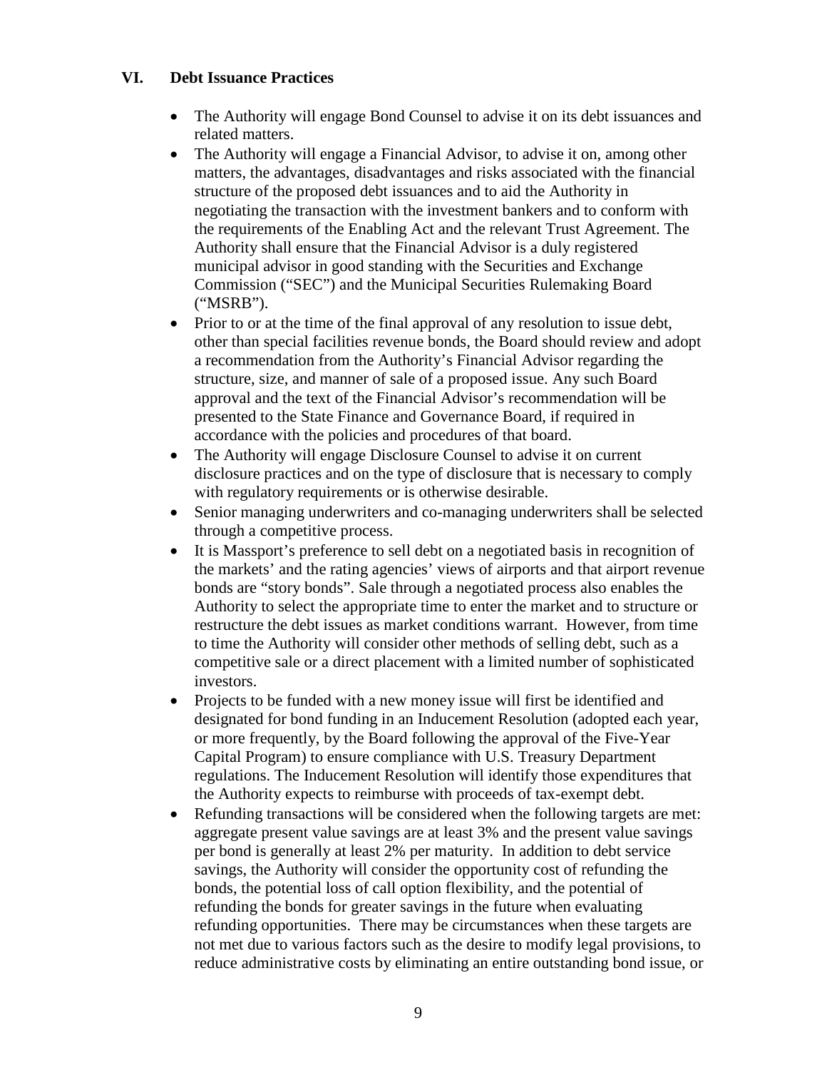## VI. Debt Issuance Practices

- The Authority will engage Bond Counsel to advise it on its debt issuances and related matters.
- The Authority will engage a Financial Advisor, to advise it on, among other matters, the advantages, disadvantages and risks associated with the financial structure of the proposed debt issuances and to aid the Authority in negotiating the transaction with the investment bankers and to conform with the requirements of the Enabling Act and the relevant Trust Agreement. The Authority shall ensure that the Financial Advisor is a duly registered municipal advisor in good standing with the Securities and Exchange Commission ("SEC") and the Municipal Securities Rulemaking Board ("MSRB").
- Prior to or at the time of the final approval of any resolution to issue debt, other than special facilities revenue bonds, the Board should review and adopt a recommendation from the Authority's Financial Advisor regarding the structure, size, and manner of sale of a proposed issue. Any such Board approval and the text of the Financial Advisor's recommendation will be presented to the State Finance and Governance Board, if required in accordance with the policies and procedures of that board.
- The Authority will engage Disclosure Counsel to advise it on current disclosure practices and on the type of disclosure that is necessary to comply with regulatory requirements or is otherwise desirable.
- Senior managing underwriters and co-managing underwriters shall be selected through a competitive process.
- It is Massport's preference to sell debt on a negotiated basis in recognition of the markets' and the rating agencies' views of airports and that airport revenue bonds are "story bonds". Sale through a negotiated process also enables the Authority to select the appropriate time to enter the market and to structure or restructure the debt issues as market conditions warrant. However, from time to time the Authority will consider other methods of selling debt, such as a competitive sale or a direct placement with a limited number of sophisticated investors.
- Projects to be funded with a new money issue will first be identified and designated for bond funding in an Inducement Resolution (adopted each year, or more frequently, by the Board following the approval of the Five-Year Capital Program) to ensure compliance with U.S. Treasury Department regulations. The Inducement Resolution will identify those expenditures that the Authority expects to reimburse with proceeds of tax-exempt debt.
- Refunding transactions will be considered when the following targets are met: aggregate present value savings are at least 3% and the present value savings per bond is generally at least 2% per maturity. In addition to debt service savings, the Authority will consider the opportunity cost of refunding the bonds, the potential loss of call option flexibility, and the potential of refunding the bonds for greater savings in the future when evaluating refunding opportunities. There may be circumstances when these targets are not met due to various factors such as the desire to modify legal provisions, to reduce administrative costs by eliminating an entire outstanding bond issue, or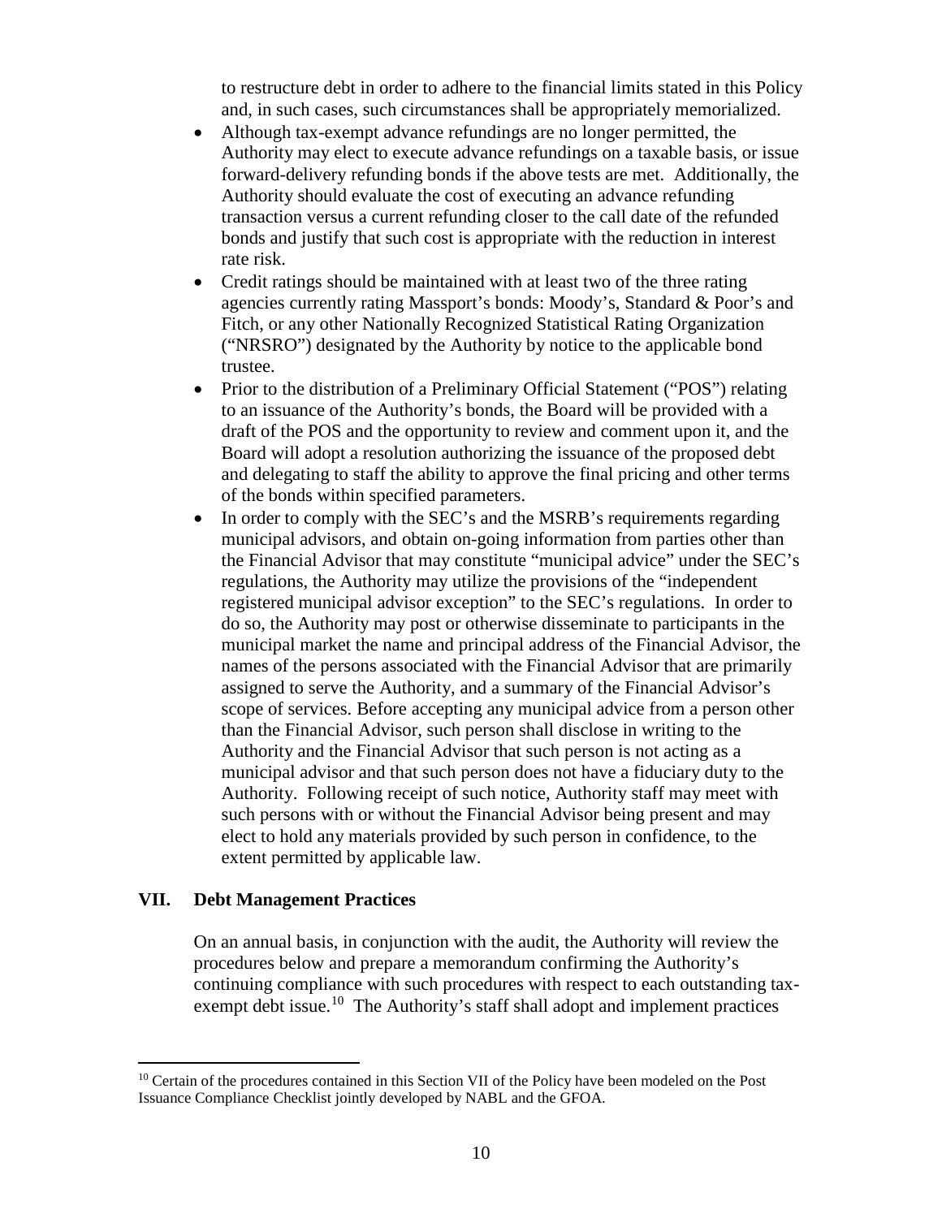to restructure debt in order to adhere to the financial limits stated in this Policy and, in such cases, such circumstances shall be appropriately memorialized.

- Although tax-exempt advance refundings are no longer permitted, the Authority may elect to execute advance refundings on a taxable basis, or issue forward-delivery refunding bonds if the above tests are met. Additionally, the Authority should evaluate the cost of executing an advance refunding transaction versus a current refunding closer to the call date of the refunded bonds and justify that such cost is appropriate with the reduction in interest rate risk.
- Credit ratings should be maintained with at least two of the three rating agencies currently rating Massport's bonds: Moody's, Standard & Poor's and Fitch, or any other Nationally Recognized Statistical Rating Organization ("NRSRO") designated by the Authority by notice to the applicable bond trustee.
- Prior to the distribution of a Preliminary Official Statement ("POS") relating to an issuance of the Authority's bonds, the Board will be provided with a draft of the POS and the opportunity to review and comment upon it, and the Board will adopt a resolution authorizing the issuance of the proposed debt and delegating to staff the ability to approve the final pricing and other terms of the bonds within specified parameters.
- In order to comply with the SEC's and the MSRB's requirements regarding municipal advisors, and obtain on-going information from parties other than the Financial Advisor that may constitute "municipal advice" under the SEC's regulations, the Authority may utilize the provisions of the "independent registered municipal advisor exception" to the SEC's regulations. In order to do so, the Authority may post or otherwise disseminate to participants in the municipal market the name and principal address of the Financial Advisor, the names of the persons associated with the Financial Advisor that are primarily assigned to serve the Authority, and a summary of the Financial Advisor's scope of services. Before accepting any municipal advice from a person other than the Financial Advisor, such person shall disclose in writing to the Authority and the Financial Advisor that such person is not acting as a municipal advisor and that such person does not have a fiduciary duty to the Authority. Following receipt of such notice, Authority staff may meet with such persons with or without the Financial Advisor being present and may elect to hold any materials provided by such person in confidence, to the extent permitted by applicable law.

## VII. Debt Management Practices

On an annual basis, in conjunction with the audit, the Authority will review the procedures below and prepare a memorandum confirming the Authority's continuing compliance with such procedures with respect to each outstanding tax-exempt debt issue.[10] The Authority's staff shall adopt and implement practices

[10] Certain of the procedures contained in this Section VII of the Policy have been modeled on the Post Issuance Compliance Checklist jointly developed by NABL and the GFOA.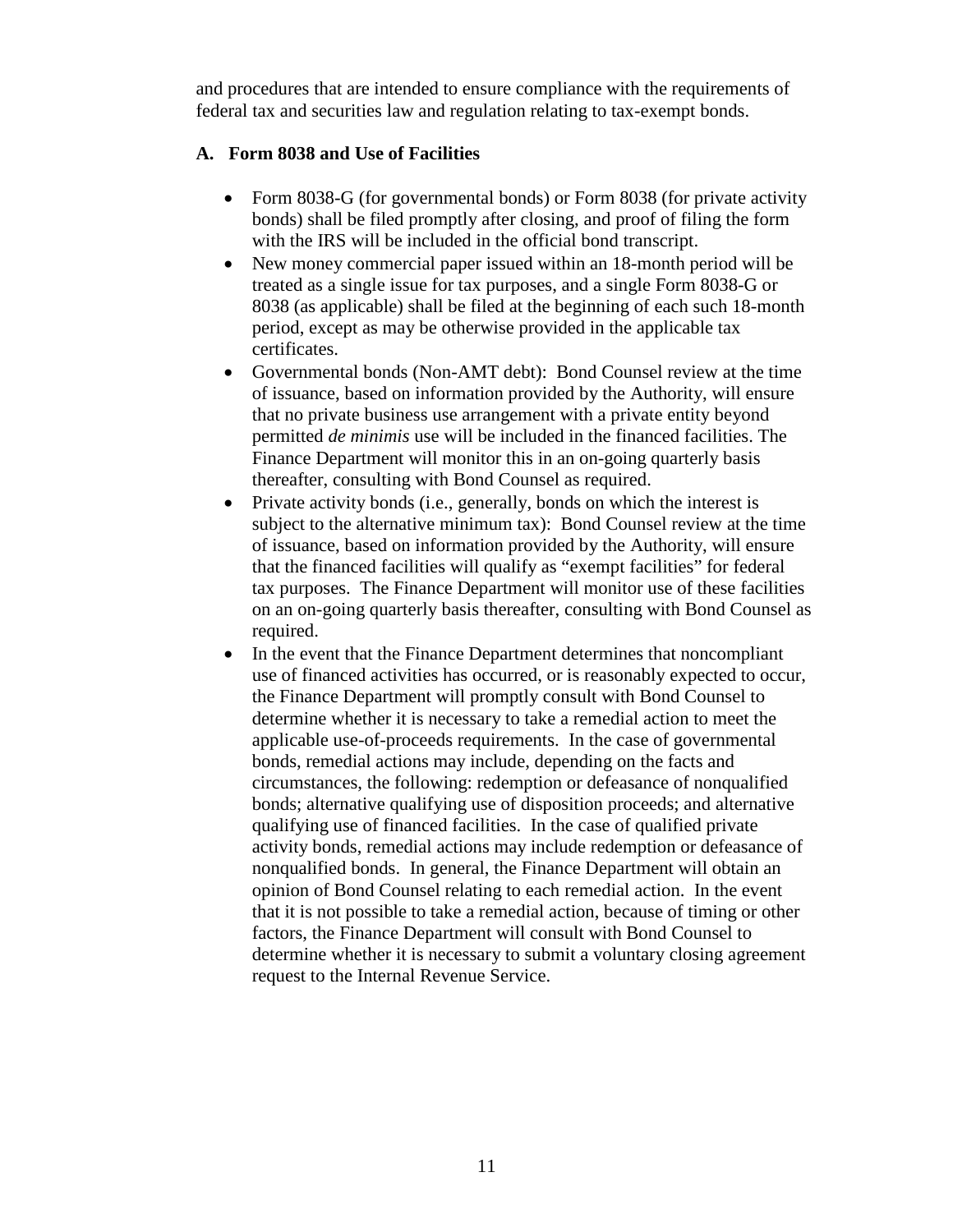and procedures that are intended to ensure compliance with the requirements of federal tax and securities law and regulation relating to tax-exempt bonds.

### A. Form 8038 and Use of Facilities

- Form 8038-G (for governmental bonds) or Form 8038 (for private activity bonds) shall be filed promptly after closing, and proof of filing the form with the IRS will be included in the official bond transcript.
- New money commercial paper issued within an 18-month period will be treated as a single issue for tax purposes, and a single Form 8038-G or 8038 (as applicable) shall be filed at the beginning of each such 18-month period, except as may be otherwise provided in the applicable tax certificates.
- Governmental bonds (Non-AMT debt): Bond Counsel review at the time of issuance, based on information provided by the Authority, will ensure that no private business use arrangement with a private entity beyond permitted *de minimis* use will be included in the financed facilities. The Finance Department will monitor this in an on-going quarterly basis thereafter, consulting with Bond Counsel as required.
- Private activity bonds (i.e., generally, bonds on which the interest is subject to the alternative minimum tax): Bond Counsel review at the time of issuance, based on information provided by the Authority, will ensure that the financed facilities will qualify as "exempt facilities" for federal tax purposes. The Finance Department will monitor use of these facilities on an on-going quarterly basis thereafter, consulting with Bond Counsel as required.
- In the event that the Finance Department determines that noncompliant use of financed activities has occurred, or is reasonably expected to occur, the Finance Department will promptly consult with Bond Counsel to determine whether it is necessary to take a remedial action to meet the applicable use-of-proceeds requirements. In the case of governmental bonds, remedial actions may include, depending on the facts and circumstances, the following: redemption or defeasance of nonqualified bonds; alternative qualifying use of disposition proceeds; and alternative qualifying use of financed facilities. In the case of qualified private activity bonds, remedial actions may include redemption or defeasance of nonqualified bonds. In general, the Finance Department will obtain an opinion of Bond Counsel relating to each remedial action. In the event that it is not possible to take a remedial action, because of timing or other factors, the Finance Department will consult with Bond Counsel to determine whether it is necessary to submit a voluntary closing agreement request to the Internal Revenue Service.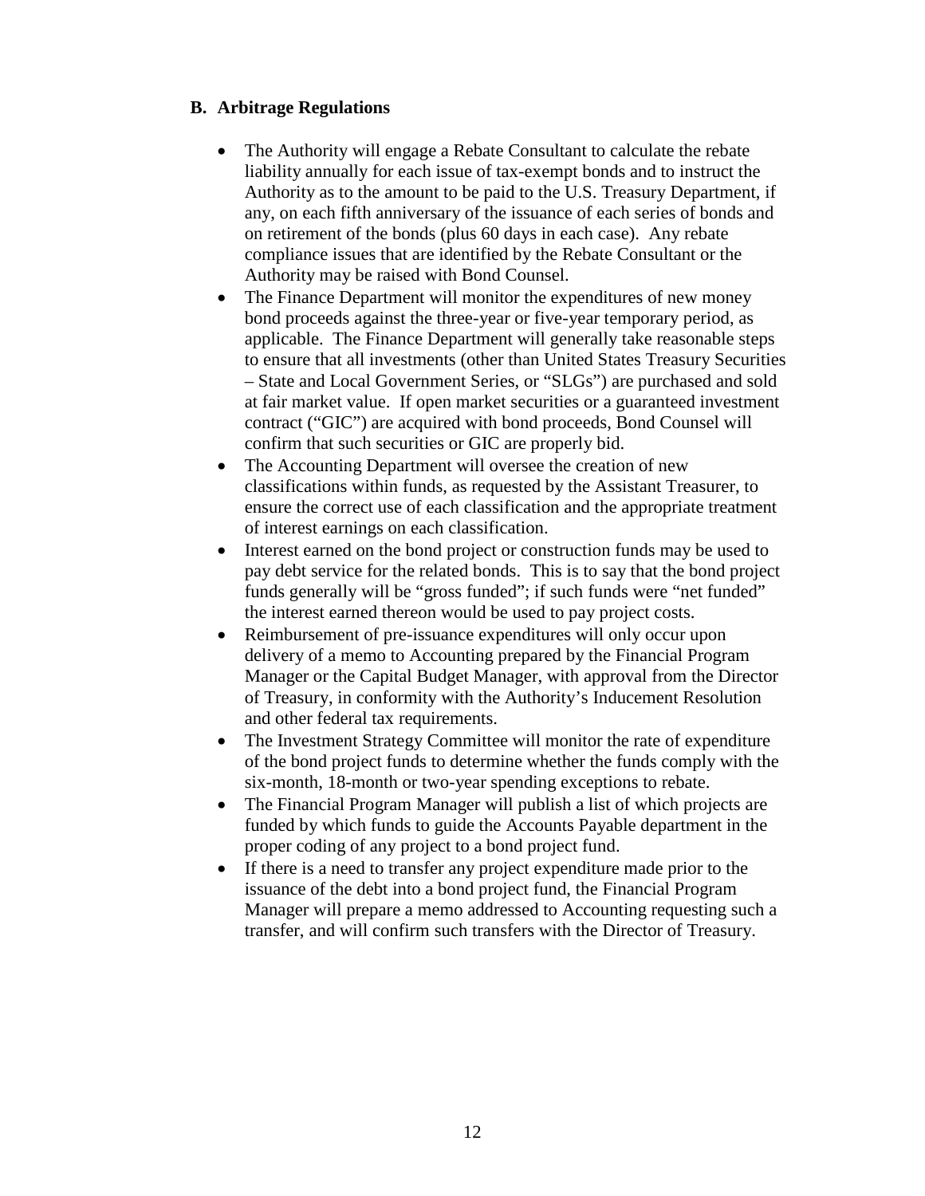### B. Arbitrage Regulations

- The Authority will engage a Rebate Consultant to calculate the rebate liability annually for each issue of tax-exempt bonds and to instruct the Authority as to the amount to be paid to the U.S. Treasury Department, if any, on each fifth anniversary of the issuance of each series of bonds and on retirement of the bonds (plus 60 days in each case). Any rebate compliance issues that are identified by the Rebate Consultant or the Authority may be raised with Bond Counsel.
- The Finance Department will monitor the expenditures of new money bond proceeds against the three-year or five-year temporary period, as applicable. The Finance Department will generally take reasonable steps to ensure that all investments (other than United States Treasury Securities – State and Local Government Series, or "SLGs") are purchased and sold at fair market value. If open market securities or a guaranteed investment contract ("GIC") are acquired with bond proceeds, Bond Counsel will confirm that such securities or GIC are properly bid.
- The Accounting Department will oversee the creation of new classifications within funds, as requested by the Assistant Treasurer, to ensure the correct use of each classification and the appropriate treatment of interest earnings on each classification.
- Interest earned on the bond project or construction funds may be used to pay debt service for the related bonds. This is to say that the bond project funds generally will be "gross funded"; if such funds were "net funded" the interest earned thereon would be used to pay project costs.
- Reimbursement of pre-issuance expenditures will only occur upon delivery of a memo to Accounting prepared by the Financial Program Manager or the Capital Budget Manager, with approval from the Director of Treasury, in conformity with the Authority's Inducement Resolution and other federal tax requirements.
- The Investment Strategy Committee will monitor the rate of expenditure of the bond project funds to determine whether the funds comply with the six-month, 18-month or two-year spending exceptions to rebate.
- The Financial Program Manager will publish a list of which projects are funded by which funds to guide the Accounts Payable department in the proper coding of any project to a bond project fund.
- If there is a need to transfer any project expenditure made prior to the issuance of the debt into a bond project fund, the Financial Program Manager will prepare a memo addressed to Accounting requesting such a transfer, and will confirm such transfers with the Director of Treasury.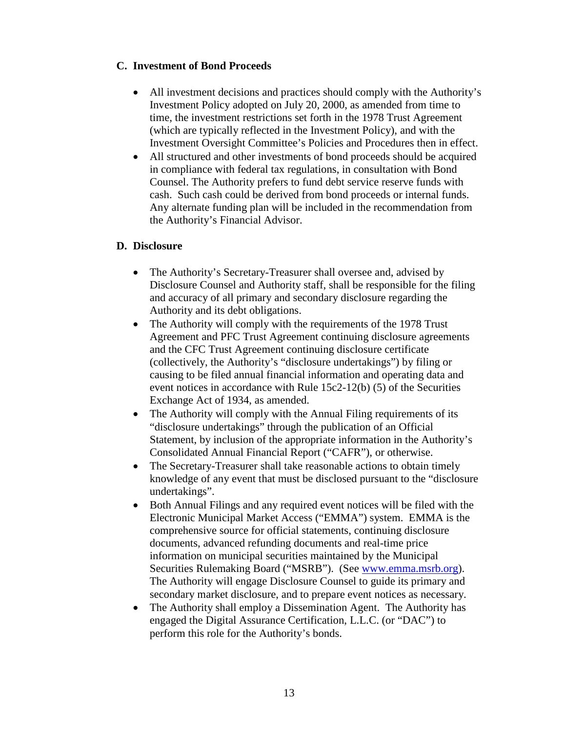### C. Investment of Bond Proceeds

- All investment decisions and practices should comply with the Authority's Investment Policy adopted on July 20, 2000, as amended from time to time, the investment restrictions set forth in the 1978 Trust Agreement (which are typically reflected in the Investment Policy), and with the Investment Oversight Committee's Policies and Procedures then in effect.
- All structured and other investments of bond proceeds should be acquired in compliance with federal tax regulations, in consultation with Bond Counsel. The Authority prefers to fund debt service reserve funds with cash. Such cash could be derived from bond proceeds or internal funds. Any alternate funding plan will be included in the recommendation from the Authority's Financial Advisor.

### D. Disclosure

- The Authority's Secretary-Treasurer shall oversee and, advised by Disclosure Counsel and Authority staff, shall be responsible for the filing and accuracy of all primary and secondary disclosure regarding the Authority and its debt obligations.
- The Authority will comply with the requirements of the 1978 Trust Agreement and PFC Trust Agreement continuing disclosure agreements and the CFC Trust Agreement continuing disclosure certificate (collectively, the Authority's "disclosure undertakings") by filing or causing to be filed annual financial information and operating data and event notices in accordance with Rule 15c2-12(b) (5) of the Securities Exchange Act of 1934, as amended.
- The Authority will comply with the Annual Filing requirements of its "disclosure undertakings" through the publication of an Official Statement, by inclusion of the appropriate information in the Authority's Consolidated Annual Financial Report ("CAFR"), or otherwise.
- The Secretary-Treasurer shall take reasonable actions to obtain timely knowledge of any event that must be disclosed pursuant to the "disclosure undertakings".
- Both Annual Filings and any required event notices will be filed with the Electronic Municipal Market Access ("EMMA") system. EMMA is the comprehensive source for official statements, continuing disclosure documents, advanced refunding documents and real-time price information on municipal securities maintained by the Municipal Securities Rulemaking Board ("MSRB"). (See www.emma.msrb.org). The Authority will engage Disclosure Counsel to guide its primary and secondary market disclosure, and to prepare event notices as necessary.
- The Authority shall employ a Dissemination Agent. The Authority has engaged the Digital Assurance Certification, L.L.C. (or "DAC") to perform this role for the Authority's bonds.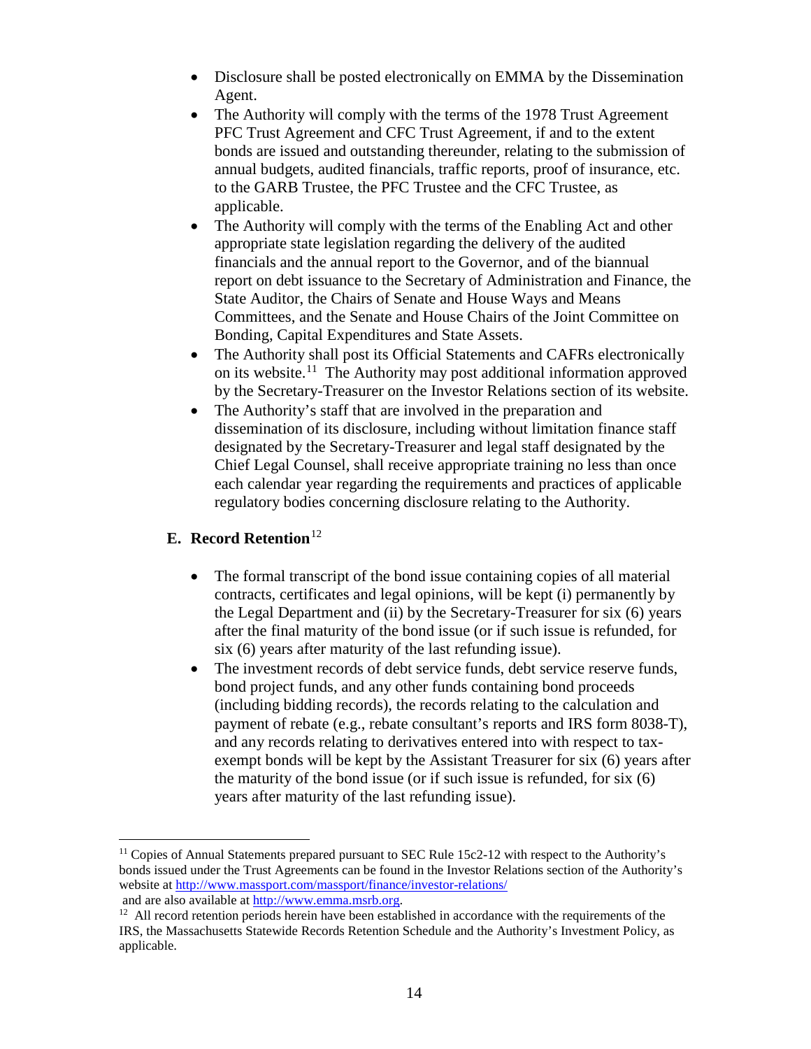- Disclosure shall be posted electronically on EMMA by the Dissemination Agent.
- The Authority will comply with the terms of the 1978 Trust Agreement PFC Trust Agreement and CFC Trust Agreement, if and to the extent bonds are issued and outstanding thereunder, relating to the submission of annual budgets, audited financials, traffic reports, proof of insurance, etc. to the GARB Trustee, the PFC Trustee and the CFC Trustee, as applicable.
- The Authority will comply with the terms of the Enabling Act and other appropriate state legislation regarding the delivery of the audited financials and the annual report to the Governor, and of the biannual report on debt issuance to the Secretary of Administration and Finance, the State Auditor, the Chairs of Senate and House Ways and Means Committees, and the Senate and House Chairs of the Joint Committee on Bonding, Capital Expenditures and State Assets.
- The Authority shall post its Official Statements and CAFRs electronically on its website.[11] The Authority may post additional information approved by the Secretary-Treasurer on the Investor Relations section of its website.
- The Authority's staff that are involved in the preparation and dissemination of its disclosure, including without limitation finance staff designated by the Secretary-Treasurer and legal staff designated by the Chief Legal Counsel, shall receive appropriate training no less than once each calendar year regarding the requirements and practices of applicable regulatory bodies concerning disclosure relating to the Authority.

### E. Record Retention[12]

- The formal transcript of the bond issue containing copies of all material contracts, certificates and legal opinions, will be kept (i) permanently by the Legal Department and (ii) by the Secretary-Treasurer for six (6) years after the final maturity of the bond issue (or if such issue is refunded, for six (6) years after maturity of the last refunding issue).
- The investment records of debt service funds, debt service reserve funds, bond project funds, and any other funds containing bond proceeds (including bidding records), the records relating to the calculation and payment of rebate (e.g., rebate consultant's reports and IRS form 8038-T), and any records relating to derivatives entered into with respect to tax-exempt bonds will be kept by the Assistant Treasurer for six (6) years after the maturity of the bond issue (or if such issue is refunded, for six (6) years after maturity of the last refunding issue).

---

[11] Copies of Annual Statements prepared pursuant to SEC Rule 15c2-12 with respect to the Authority's bonds issued under the Trust Agreements can be found in the Investor Relations section of the Authority's website at http://www.massport.com/massport/finance/investor-relations/ and are also available at http://www.emma.msrb.org.

[12] All record retention periods herein have been established in accordance with the requirements of the IRS, the Massachusetts Statewide Records Retention Schedule and the Authority's Investment Policy, as applicable.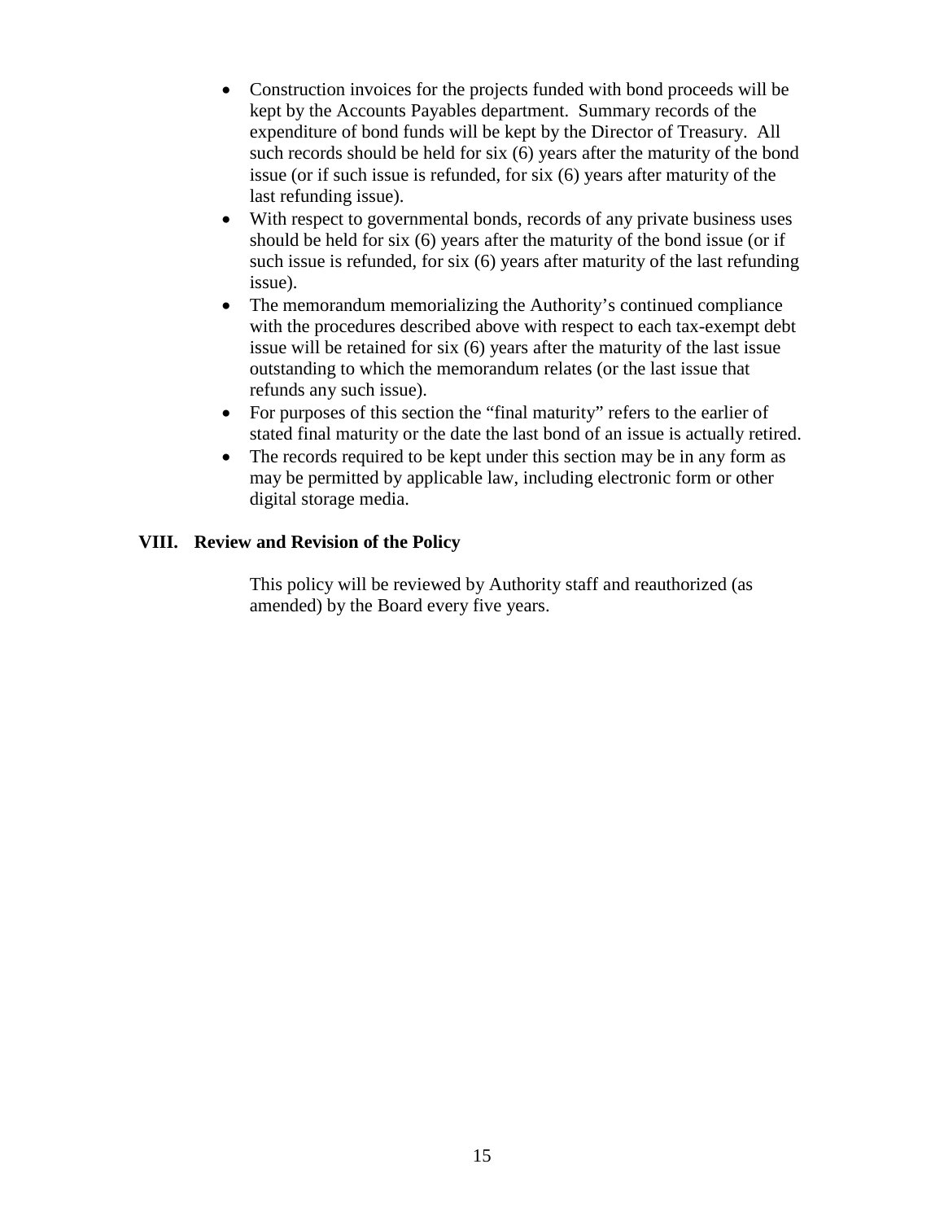- Construction invoices for the projects funded with bond proceeds will be kept by the Accounts Payables department. Summary records of the expenditure of bond funds will be kept by the Director of Treasury. All such records should be held for six (6) years after the maturity of the bond issue (or if such issue is refunded, for six (6) years after maturity of the last refunding issue).
- With respect to governmental bonds, records of any private business uses should be held for six (6) years after the maturity of the bond issue (or if such issue is refunded, for six (6) years after maturity of the last refunding issue).
- The memorandum memorializing the Authority's continued compliance with the procedures described above with respect to each tax-exempt debt issue will be retained for six (6) years after the maturity of the last issue outstanding to which the memorandum relates (or the last issue that refunds any such issue).
- For purposes of this section the "final maturity" refers to the earlier of stated final maturity or the date the last bond of an issue is actually retired.
- The records required to be kept under this section may be in any form as may be permitted by applicable law, including electronic form or other digital storage media.

## VIII. Review and Revision of the Policy

This policy will be reviewed by Authority staff and reauthorized (as amended) by the Board every five years.